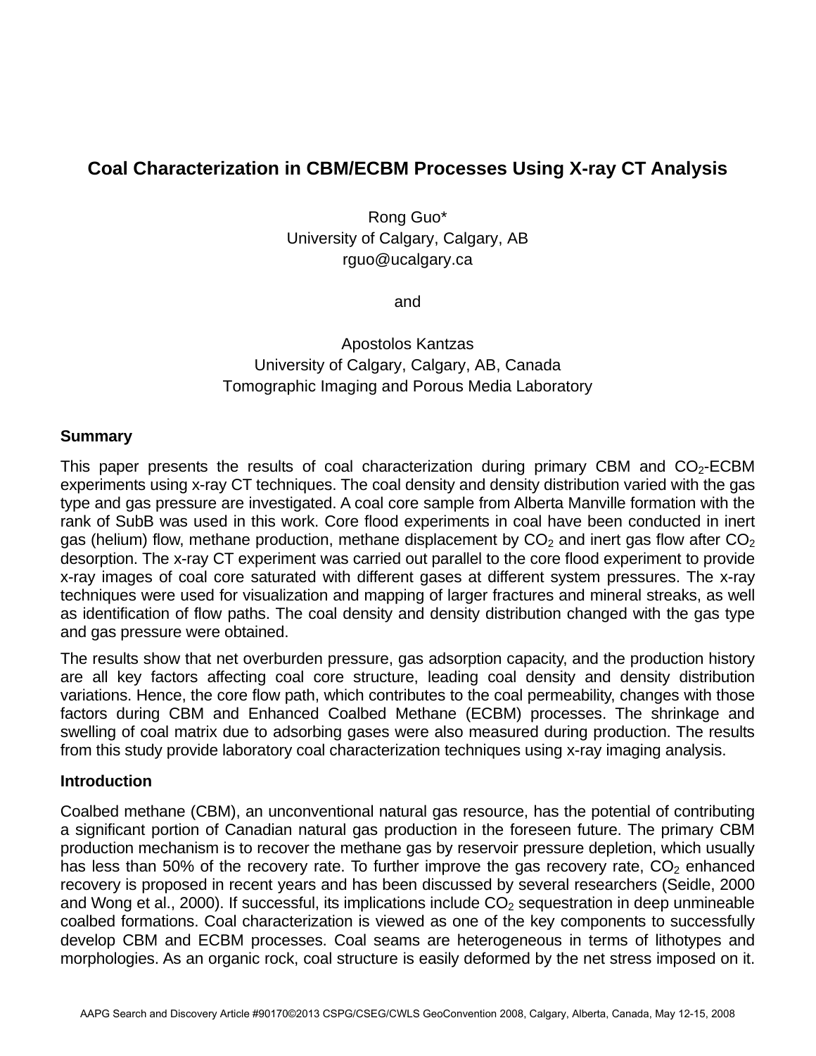# Coal Characterization in CBM/ECBM Processes Using X-ray CT Analysis

Rong Guo*
University of Calgary, Calgary, AB
rguo@ucalgary.ca

and

Apostolos Kantzas
University of Calgary, Calgary, AB, Canada
Tomographic Imaging and Porous Media Laboratory

## Summary

This paper presents the results of coal characterization during primary CBM and $CO_2$-ECBM experiments using x-ray CT techniques. The coal density and density distribution varied with the gas type and gas pressure are investigated. A coal core sample from Alberta Manville formation with the rank of SubB was used in this work. Core flood experiments in coal have been conducted in inert gas (helium) flow, methane production, methane displacement by $CO_2$ and inert gas flow after $CO_2$ desorption. The x-ray CT experiment was carried out parallel to the core flood experiment to provide x-ray images of coal core saturated with different gases at different system pressures. The x-ray techniques were used for visualization and mapping of larger fractures and mineral streaks, as well as identification of flow paths. The coal density and density distribution changed with the gas type and gas pressure were obtained.

The results show that net overburden pressure, gas adsorption capacity, and the production history are all key factors affecting coal core structure, leading coal density and density distribution variations. Hence, the core flow path, which contributes to the coal permeability, changes with those factors during CBM and Enhanced Coalbed Methane (ECBM) processes. The shrinkage and swelling of coal matrix due to adsorbing gases were also measured during production. The results from this study provide laboratory coal characterization techniques using x-ray imaging analysis.

## Introduction

Coalbed methane (CBM), an unconventional natural gas resource, has the potential of contributing a significant portion of Canadian natural gas production in the foreseen future. The primary CBM production mechanism is to recover the methane gas by reservoir pressure depletion, which usually has less than 50% of the recovery rate. To further improve the gas recovery rate, $CO_2$ enhanced recovery is proposed in recent years and has been discussed by several researchers (Seidle, 2000 and Wong et al., 2000). If successful, its implications include $CO_2$ sequestration in deep unmineable coalbed formations. Coal characterization is viewed as one of the key components to successfully develop CBM and ECBM processes. Coal seams are heterogeneous in terms of lithotypes and morphologies. As an organic rock, coal structure is easily deformed by the net stress imposed on it.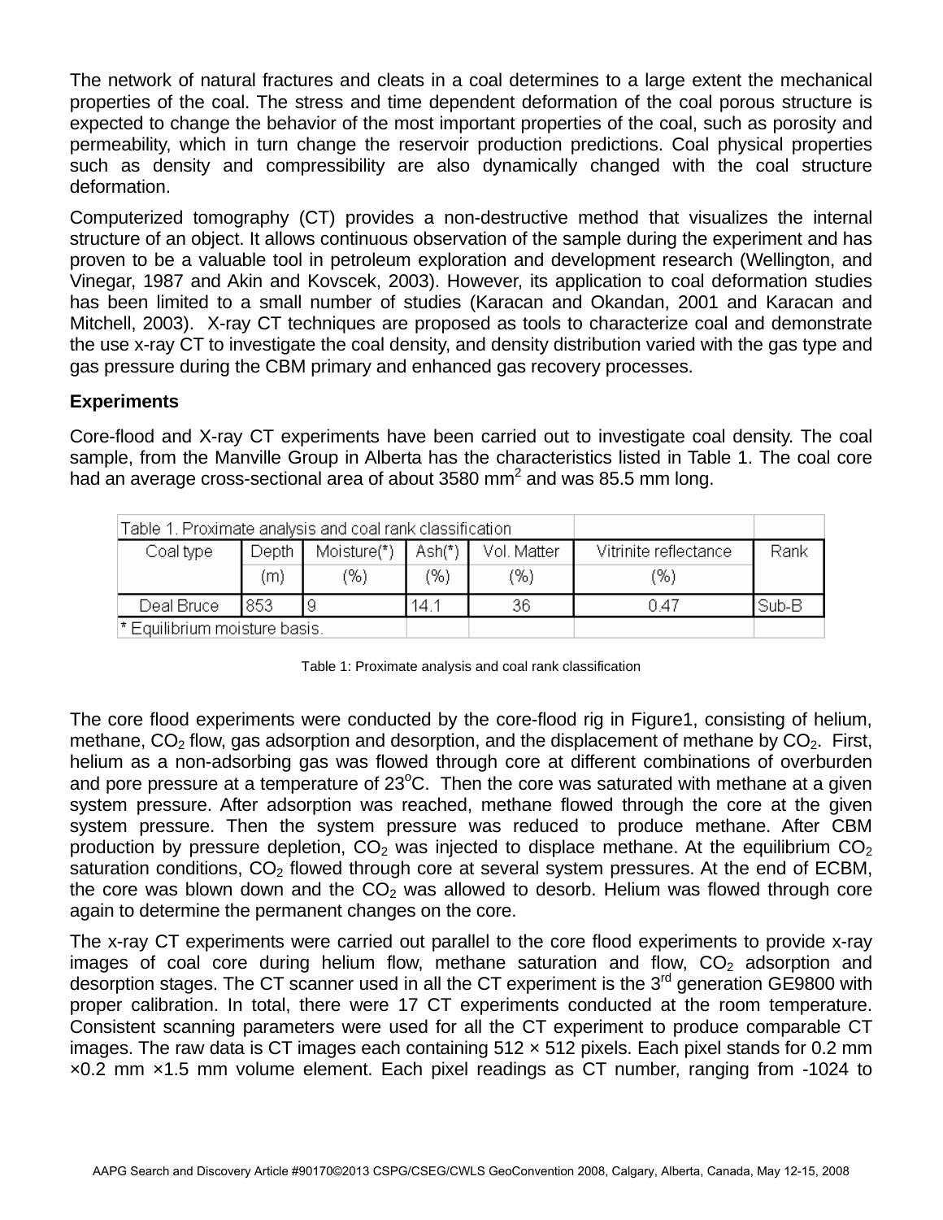The network of natural fractures and cleats in a coal determines to a large extent the mechanical properties of the coal. The stress and time dependent deformation of the coal porous structure is expected to change the behavior of the most important properties of the coal, such as porosity and permeability, which in turn change the reservoir production predictions. Coal physical properties such as density and compressibility are also dynamically changed with the coal structure deformation.

Computerized tomography (CT) provides a non-destructive method that visualizes the internal structure of an object. It allows continuous observation of the sample during the experiment and has proven to be a valuable tool in petroleum exploration and development research (Wellington, and Vinegar, 1987 and Akin and Kovscek, 2003). However, its application to coal deformation studies has been limited to a small number of studies (Karacan and Okandan, 2001 and Karacan and Mitchell, 2003). X-ray CT techniques are proposed as tools to characterize coal and demonstrate the use x-ray CT to investigate the coal density, and density distribution varied with the gas type and gas pressure during the CBM primary and enhanced gas recovery processes.

**Experiments**

Core-flood and X-ray CT experiments have been carried out to investigate coal density. The coal sample, from the Manville Group in Alberta has the characteristics listed in Table 1. The coal core had an average cross-sectional area of about 3580 mm$^2$ and was 85.5 mm long.

Table 1. Proximate analysis and coal rank classification

| Coal type | Depth (m) | Moisture(*) (%) | Ash(*) (%) | Vol. Matter (%) | Vitrinite reflectance (%) | Rank |
|---|---|---|---|---|---|---|
| Deal Bruce | 853 | 9 | 14.1 | 36 | 0.47 | Sub-B |

\* Equilibrium moisture basis.

Table 1: Proximate analysis and coal rank classification

The core flood experiments were conducted by the core-flood rig in Figure1, consisting of helium, methane, $CO_2$ flow, gas adsorption and desorption, and the displacement of methane by $CO_2$. First, helium as a non-adsorbing gas was flowed through core at different combinations of overburden and pore pressure at a temperature of 23$^o$C. Then the core was saturated with methane at a given system pressure. After adsorption was reached, methane flowed through the core at the given system pressure. Then the system pressure was reduced to produce methane. After CBM production by pressure depletion, $CO_2$ was injected to displace methane. At the equilibrium $CO_2$ saturation conditions, $CO_2$ flowed through core at several system pressures. At the end of ECBM, the core was blown down and the $CO_2$ was allowed to desorb. Helium was flowed through core again to determine the permanent changes on the core.

The x-ray CT experiments were carried out parallel to the core flood experiments to provide x-ray images of coal core during helium flow, methane saturation and flow, $CO_2$ adsorption and desorption stages. The CT scanner used in all the CT experiment is the 3$^{rd}$ generation GE9800 with proper calibration. In total, there were 17 CT experiments conducted at the room temperature. Consistent scanning parameters were used for all the CT experiment to produce comparable CT images. The raw data is CT images each containing 512 × 512 pixels. Each pixel stands for 0.2 mm ×0.2 mm ×1.5 mm volume element. Each pixel readings as CT number, ranging from -1024 to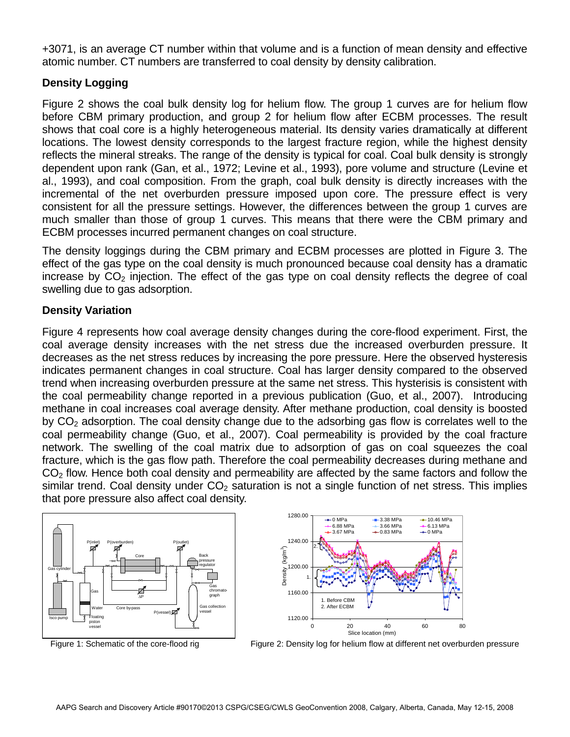+3071, is an average CT number within that volume and is a function of mean density and effective atomic number. CT numbers are transferred to coal density by density calibration.

## Density Logging

Figure 2 shows the coal bulk density log for helium flow. The group 1 curves are for helium flow before CBM primary production, and group 2 for helium flow after ECBM processes. The result shows that coal core is a highly heterogeneous material. Its density varies dramatically at different locations. The lowest density corresponds to the largest fracture region, while the highest density reflects the mineral streaks. The range of the density is typical for coal. Coal bulk density is strongly dependent upon rank (Gan, et al., 1972; Levine et al., 1993), pore volume and structure (Levine et al., 1993), and coal composition. From the graph, coal bulk density is directly increases with the incremental of the net overburden pressure imposed upon core. The pressure effect is very consistent for all the pressure settings. However, the differences between the group 1 curves are much smaller than those of group 1 curves. This means that there were the CBM primary and ECBM processes incurred permanent changes on coal structure.

The density loggings during the CBM primary and ECBM processes are plotted in Figure 3. The effect of the gas type on the coal density is much pronounced because coal density has a dramatic increase by $CO_2$ injection. The effect of the gas type on coal density reflects the degree of coal swelling due to gas adsorption.

## Density Variation

Figure 4 represents how coal average density changes during the core-flood experiment. First, the coal average density increases with the net stress due the increased overburden pressure. It decreases as the net stress reduces by increasing the pore pressure. Here the observed hysteresis indicates permanent changes in coal structure. Coal has larger density compared to the observed trend when increasing overburden pressure at the same net stress. This hysterisis is consistent with the coal permeability change reported in a previous publication (Guo, et al., 2007). Introducing methane in coal increases coal average density. After methane production, coal density is boosted by $CO_2$ adsorption. The coal density change due to the adsorbing gas flow is correlates well to the coal permeability change (Guo, et al., 2007). Coal permeability is provided by the coal fracture network. The swelling of the coal matrix due to adsorption of gas on coal squeezes the coal fracture, which is the gas flow path. Therefore the coal permeability decreases during methane and $CO_2$ flow. Hence both coal density and permeability are affected by the same factors and follow the similar trend. Coal density under $CO_2$ saturation is not a single function of net stress. This implies that pore pressure also affect coal density.

P(inlet)
P(overburden)
P(outlet)
Core
Back pressure regulator
Gas cylinder
Gas
ΔP
Gas chromatograph
Water
Core by-pass
P(vessel)
Gas collection vessel
Isco pump
Floating piston vessel

Figure 1: Schematic of the core-flood rig

0 MPa
3.38 MPa
10.46 MPa
6.88 MPa
3.66 MPa
6.13 MPa
3.67 MPa
0.83 MPa
0 MPa
Density (kg/m$^3$)
1280.00
1240.00
1200.00
1160.00
1120.00
2.
1.
1. Before CBM
2. After ECBM
0
20
40
60
80
Slice location (mm)

Figure 2: Density log for helium flow at different net overburden pressure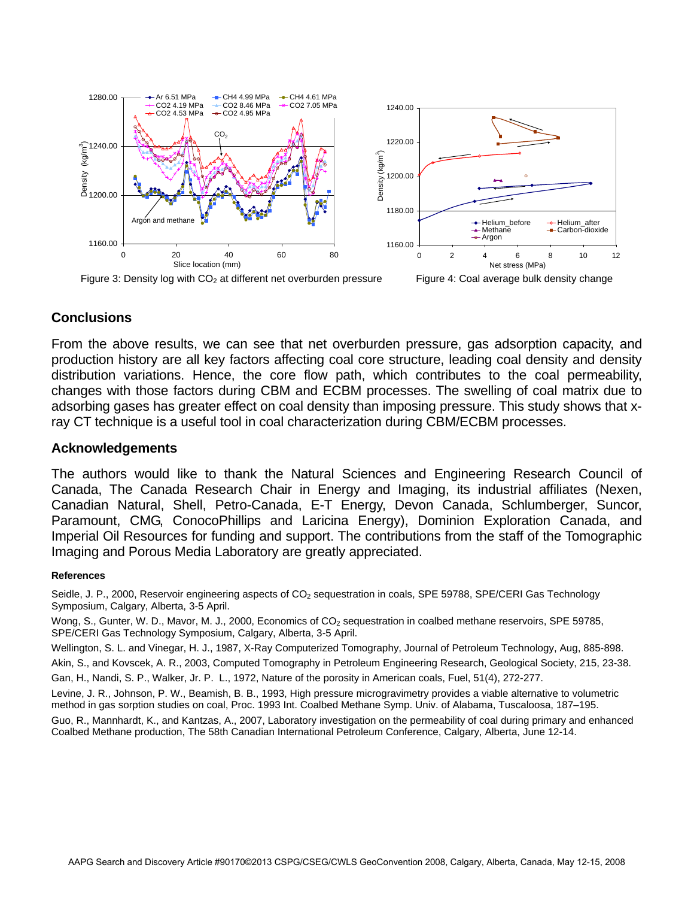1280.00
1240.00
1200.00
1160.00
Density (kg/m$^3$)
0
20
40
60
80
Slice location (mm)
Ar 6.51 MPa
CH4 4.99 MPa
CH4 4.61 MPa
CO2 4.19 MPa
CO2 8.46 MPa
CO2 7.05 MPa
CO2 4.53 MPa
CO2 4.95 MPa
$CO_2$
Argon and methane

Figure 3: Density log with $CO_2$ at different net overburden pressure

1240.00
1220.00
1200.00
1180.00
1160.00
Density (kg/m$^3$)
0
2
4
6
8
10
12
Net stress (MPa)
Helium_before
Helium_after
Methane
Carbon-dioxide
Argon

Figure 4: Coal average bulk density change

## Conclusions

From the above results, we can see that net overburden pressure, gas adsorption capacity, and production history are all key factors affecting coal core structure, leading coal density and density distribution variations. Hence, the core flow path, which contributes to the coal permeability, changes with those factors during CBM and ECBM processes. The swelling of coal matrix due to adsorbing gases has greater effect on coal density than imposing pressure. This study shows that x-ray CT technique is a useful tool in coal characterization during CBM/ECBM processes.

## Acknowledgements

The authors would like to thank the Natural Sciences and Engineering Research Council of Canada, The Canada Research Chair in Energy and Imaging, its industrial affiliates (Nexen, Canadian Natural, Shell, Petro-Canada, E-T Energy, Devon Canada, Schlumberger, Suncor, Paramount, CMG, ConocoPhillips and Laricina Energy), Dominion Exploration Canada, and Imperial Oil Resources for funding and support. The contributions from the staff of the Tomographic Imaging and Porous Media Laboratory are greatly appreciated.

#### References

Seidle, J. P., 2000, Reservoir engineering aspects of $CO_2$ sequestration in coals, SPE 59788, SPE/CERI Gas Technology Symposium, Calgary, Alberta, 3-5 April.

Wong, S., Gunter, W. D., Mavor, M. J., 2000, Economics of $CO_2$ sequestration in coalbed methane reservoirs, SPE 59785, SPE/CERI Gas Technology Symposium, Calgary, Alberta, 3-5 April.

Wellington, S. L. and Vinegar, H. J., 1987, X-Ray Computerized Tomography, Journal of Petroleum Technology, Aug, 885-898.

Akin, S., and Kovscek, A. R., 2003, Computed Tomography in Petroleum Engineering Research, Geological Society, 215, 23-38.

Gan, H., Nandi, S. P., Walker, Jr. P. L., 1972, Nature of the porosity in American coals, Fuel, 51(4), 272-277.

Levine, J. R., Johnson, P. W., Beamish, B. B., 1993, High pressure microgravimetry provides a viable alternative to volumetric method in gas sorption studies on coal, Proc. 1993 Int. Coalbed Methane Symp. Univ. of Alabama, Tuscaloosa, 187–195.

Guo, R., Mannhardt, K., and Kantzas, A., 2007, Laboratory investigation on the permeability of coal during primary and enhanced Coalbed Methane production, The 58th Canadian International Petroleum Conference, Calgary, Alberta, June 12-14.